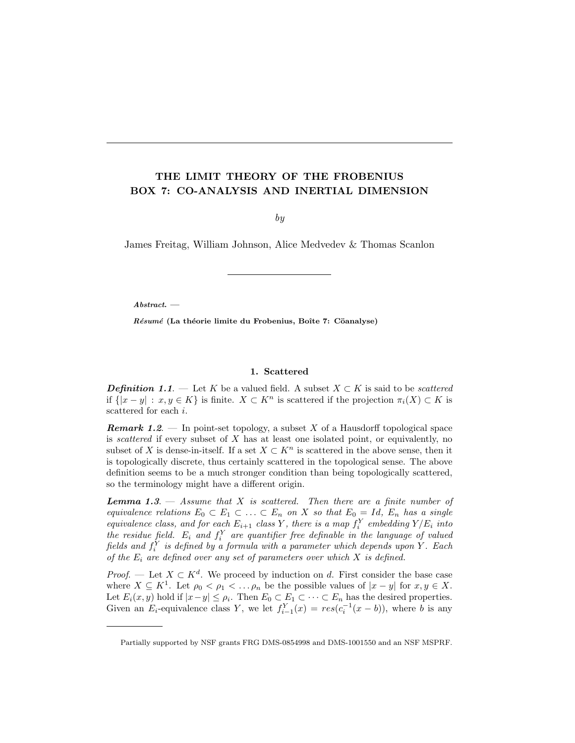# THE LIMIT THEORY OF THE FROBENIUS BOX 7: CO-ANALYSIS AND INERTIAL DIMENSION

*by*

James Freitag, William Johnson, Alice Medvedev & Thomas Scanlon

***Abstract***. —

***Résumé* (La théorie limite du Frobenius, Boîte 7: Cöanalyse)**

## 1. Scattered

***Definition 1.1***. — Let $K$ be a valued field. A subset $X \subset K$ is said to be *scattered* if $\{|x - y| : x, y \in K\}$ is finite. $X \subset K^n$ is scattered if the projection $\pi_i(X) \subset K$ is scattered for each $i$.

***Remark 1.2***. — In point-set topology, a subset $X$ of a Hausdorff topological space is *scattered* if every subset of $X$ has at least one isolated point, or equivalently, no subset of $X$ is dense-in-itself. If a set $X \subset K^n$ is scattered in the above sense, then it is topologically discrete, thus certainly scattered in the topological sense. The above definition seems to be a much stronger condition than being topologically scattered, so the terminology might have a different origin.

***Lemma 1.3***. — *Assume that $X$ is scattered. Then there are a finite number of equivalence relations $E_0 \subset E_1 \subset \ldots \subset E_n$ on $X$ so that $E_0 = Id$, $E_n$ has a single equivalence class, and for each $E_{i+1}$ class $Y$, there is a map $f_i^Y$ embedding $Y/E_i$ into the residue field. $E_i$ and $f_i^Y$ are quantifier free definable in the language of valued fields and $f_i^Y$ is defined by a formula with a parameter which depends upon $Y$. Each of the $E_i$ are defined over any set of parameters over which $X$ is defined.*

*Proof*. — Let $X \subset K^d$. We proceed by induction on $d$. First consider the base case where $X \subseteq K^1$. Let $\rho_0 < \rho_1 < \ldots \rho_n$ be the possible values of $|x - y|$ for $x, y \in X$. Let $E_i(x, y)$ hold if $|x-y| \leq \rho_i$. Then $E_0 \subset E_1 \subset \cdots \subset E_n$ has the desired properties. Given an $E_i$-equivalence class $Y$, we let $f_{i-1}^Y(x) = res(c_i^{-1}(x - b))$, where $b$ is any

---

Partially supported by NSF grants FRG DMS-0854998 and DMS-1001550 and an NSF MSPRF.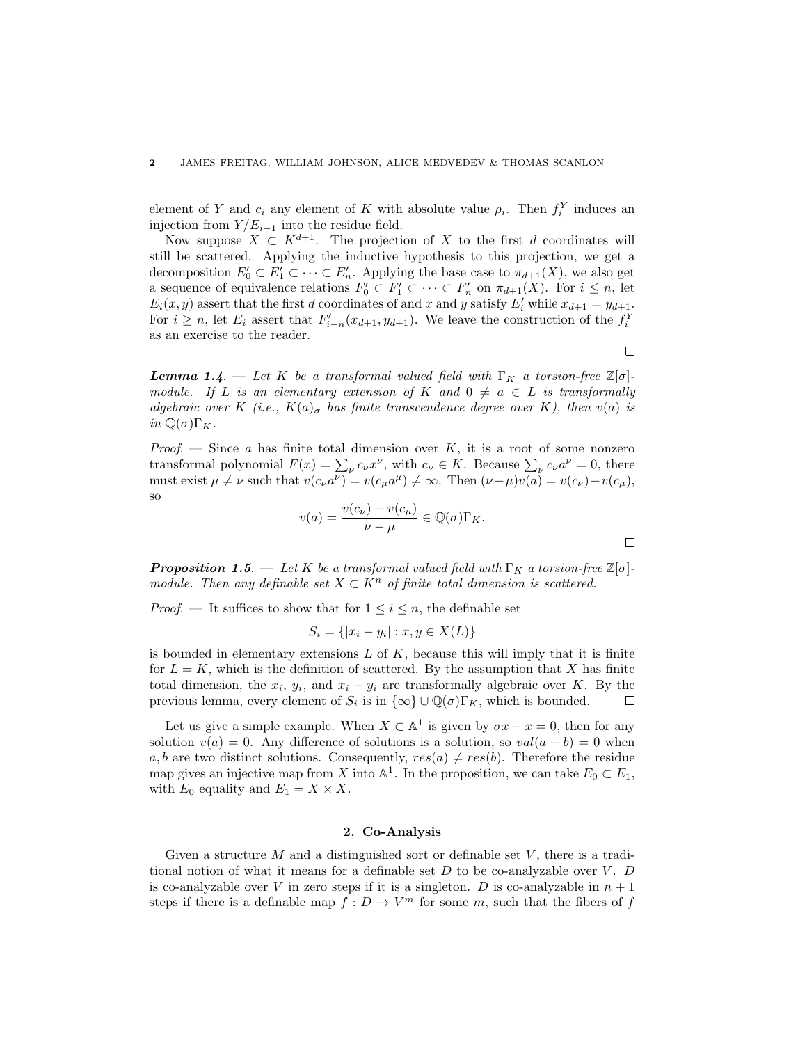element of $Y$ and $c_i$ any element of $K$ with absolute value $\rho_i$. Then $f_i^Y$ induces an injection from $Y/E_{i-1}$ into the residue field.

Now suppose $X \subset K^{d+1}$. The projection of $X$ to the first $d$ coordinates will still be scattered. Applying the inductive hypothesis to this projection, we get a decomposition $E'_0 \subset E'_1 \subset \cdots \subset E'_n$. Applying the base case to $\pi_{d+1}(X)$, we also get a sequence of equivalence relations $F'_0 \subset F'_1 \subset \cdots \subset F'_n$ on $\pi_{d+1}(X)$. For $i \leq n$, let $E_i(x, y)$ assert that the first $d$ coordinates of and $x$ and $y$ satisfy $E'_i$ while $x_{d+1} = y_{d+1}$. For $i \geq n$, let $E_i$ assert that $F'_{i-n}(x_{d+1}, y_{d+1})$. We leave the construction of the $f_i^Y$ as an exercise to the reader.

∎

***Lemma 1.4.*** — *Let $K$ be a transformal valued field with $\Gamma_K$ a torsion-free $\mathbb{Z}[\sigma]$-module. If $L$ is an elementary extension of $K$ and $0 \neq a \in L$ is transformally algebraic over $K$ (i.e., $K(a)_\sigma$ has finite transcendence degree over $K$), then $v(a)$ is in $\mathbb{Q}(\sigma)\Gamma_K$.*

*Proof.* — Since $a$ has finite total dimension over $K$, it is a root of some nonzero transformal polynomial $F(x) = \sum_\nu c_\nu x^\nu$, with $c_\nu \in K$. Because $\sum_\nu c_\nu a^\nu = 0$, there must exist $\mu \neq \nu$ such that $v(c_\nu a^\nu) = v(c_\mu a^\mu) \neq \infty$. Then $(\nu - \mu)v(a) = v(c_\nu) - v(c_\mu)$, so

$$v(a) = \frac{v(c_\nu) - v(c_\mu)}{\nu - \mu} \in \mathbb{Q}(\sigma)\Gamma_K.$$

∎

***Proposition 1.5.*** — *Let $K$ be a transformal valued field with $\Gamma_K$ a torsion-free $\mathbb{Z}[\sigma]$-module. Then any definable set $X \subset K^n$ of finite total dimension is scattered.*

*Proof.* — It suffices to show that for $1 \leq i \leq n$, the definable set

$$S_i = \{|x_i - y_i| : x, y \in X(L)\}$$

is bounded in elementary extensions $L$ of $K$, because this will imply that it is finite for $L = K$, which is the definition of scattered. By the assumption that $X$ has finite total dimension, the $x_i$, $y_i$, and $x_i - y_i$ are transformally algebraic over $K$. By the previous lemma, every element of $S_i$ is in $\{\infty\} \cup \mathbb{Q}(\sigma)\Gamma_K$, which is bounded. ∎

Let us give a simple example. When $X \subset \mathbb{A}^1$ is given by $\sigma x - x = 0$, then for any solution $v(a) = 0$. Any difference of solutions is a solution, so $val(a - b) = 0$ when $a, b$ are two distinct solutions. Consequently, $res(a) \neq res(b)$. Therefore the residue map gives an injective map from $X$ into $\mathbb{A}^1$. In the proposition, we can take $E_0 \subset E_1$, with $E_0$ equality and $E_1 = X \times X$.

## 2. Co-Analysis

Given a structure $M$ and a distinguished sort or definable set $V$, there is a traditional notion of what it means for a definable set $D$ to be co-analyzable over $V$. $D$ is co-analyzable over $V$ in zero steps if it is a singleton. $D$ is co-analyzable in $n+1$ steps if there is a definable map $f : D \to V^m$ for some $m$, such that the fibers of $f$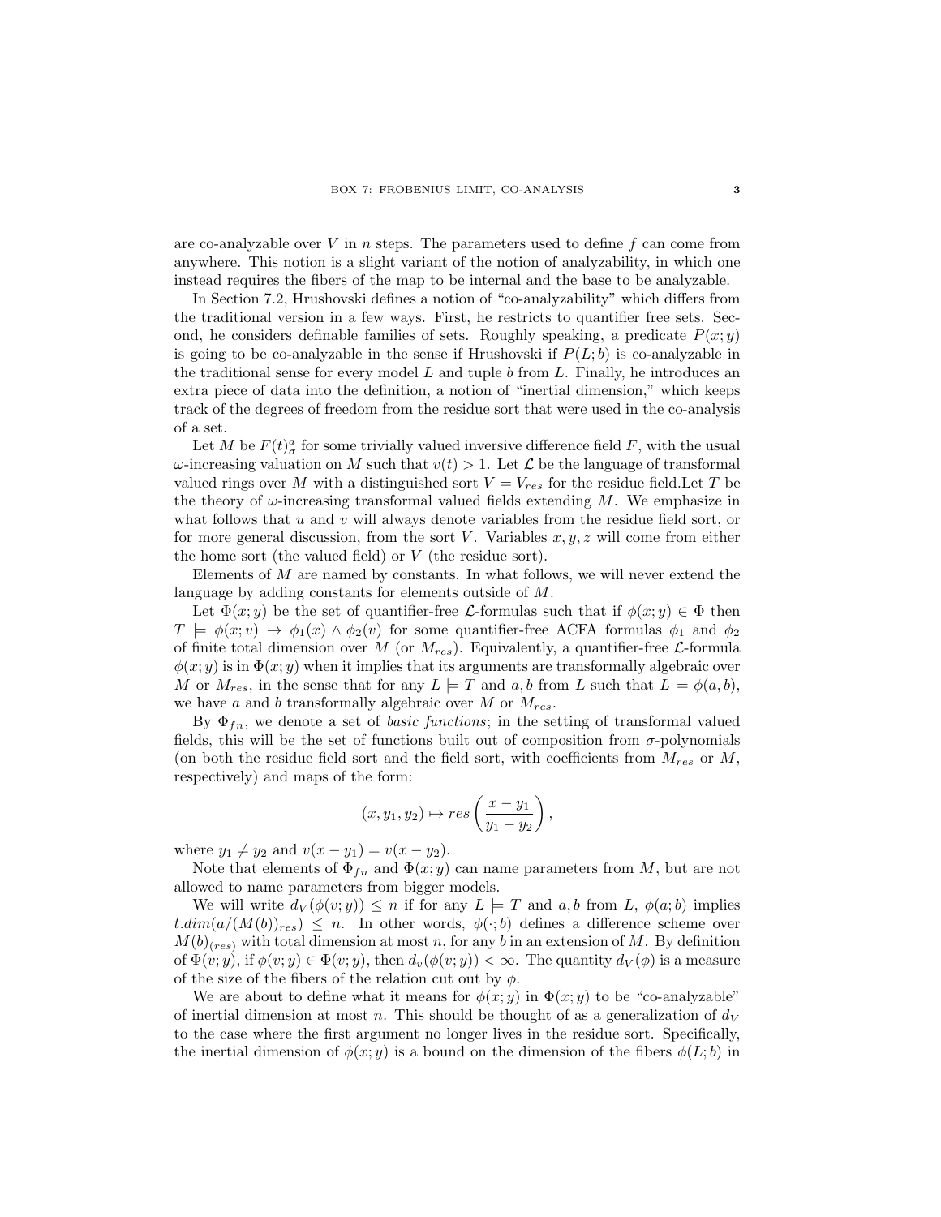are co-analyzable over $V$ in $n$ steps. The parameters used to define $f$ can come from anywhere. This notion is a slight variant of the notion of analyzability, in which one instead requires the fibers of the map to be internal and the base to be analyzable.

In Section 7.2, Hrushovski defines a notion of "co-analyzability" which differs from the traditional version in a few ways. First, he restricts to quantifier free sets. Second, he considers definable families of sets. Roughly speaking, a predicate $P(x; y)$ is going to be co-analyzable in the sense if Hrushovski if $P(L; b)$ is co-analyzable in the traditional sense for every model $L$ and tuple $b$ from $L$. Finally, he introduces an extra piece of data into the definition, a notion of "inertial dimension," which keeps track of the degrees of freedom from the residue sort that were used in the co-analysis of a set.

Let $M$ be $F(t)^a_\sigma$ for some trivially valued inversive difference field $F$, with the usual $\omega$-increasing valuation on $M$ such that $v(t) > 1$. Let $\mathcal{L}$ be the language of transformal valued rings over $M$ with a distinguished sort $V = V_{res}$ for the residue field.Let $T$ be the theory of $\omega$-increasing transformal valued fields extending $M$. We emphasize in what follows that $u$ and $v$ will always denote variables from the residue field sort, or for more general discussion, from the sort $V$. Variables $x, y, z$ will come from either the home sort (the valued field) or $V$ (the residue sort).

Elements of $M$ are named by constants. In what follows, we will never extend the language by adding constants for elements outside of $M$.

Let $\Phi(x; y)$ be the set of quantifier-free $\mathcal{L}$-formulas such that if $\phi(x; y) \in \Phi$ then $T \models \phi(x; v) \to \phi_1(x) \wedge \phi_2(v)$ for some quantifier-free ACFA formulas $\phi_1$ and $\phi_2$ of finite total dimension over $M$ (or $M_{res}$). Equivalently, a quantifier-free $\mathcal{L}$-formula $\phi(x; y)$ is in $\Phi(x; y)$ when it implies that its arguments are transformally algebraic over $M$ or $M_{res}$, in the sense that for any $L \models T$ and $a, b$ from $L$ such that $L \models \phi(a, b)$, we have $a$ and $b$ transformally algebraic over $M$ or $M_{res}$.

By $\Phi_{fn}$, we denote a set of *basic functions*; in the setting of transformal valued fields, this will be the set of functions built out of composition from $\sigma$-polynomials (on both the residue field sort and the field sort, with coefficients from $M_{res}$ or $M$, respectively) and maps of the form:

$$(x, y_1, y_2) \mapsto res\left(\frac{x - y_1}{y_1 - y_2}\right),$$

where $y_1 \neq y_2$ and $v(x - y_1) = v(x - y_2)$.

Note that elements of $\Phi_{fn}$ and $\Phi(x; y)$ can name parameters from $M$, but are not allowed to name parameters from bigger models.

We will write $d_V(\phi(v; y)) \leq n$ if for any $L \models T$ and $a, b$ from $L$, $\phi(a; b)$ implies $t.dim(a/(M(b))_{res}) \leq n$. In other words, $\phi(\cdot; b)$ defines a difference scheme over $M(b)_{(res)}$ with total dimension at most $n$, for any $b$ in an extension of $M$. By definition of $\Phi(v; y)$, if $\phi(v; y) \in \Phi(v; y)$, then $d_v(\phi(v; y)) < \infty$. The quantity $d_V(\phi)$ is a measure of the size of the fibers of the relation cut out by $\phi$.

We are about to define what it means for $\phi(x; y)$ in $\Phi(x; y)$ to be "co-analyzable" of inertial dimension at most $n$. This should be thought of as a generalization of $d_V$ to the case where the first argument no longer lives in the residue sort. Specifically, the inertial dimension of $\phi(x; y)$ is a bound on the dimension of the fibers $\phi(L; b)$ in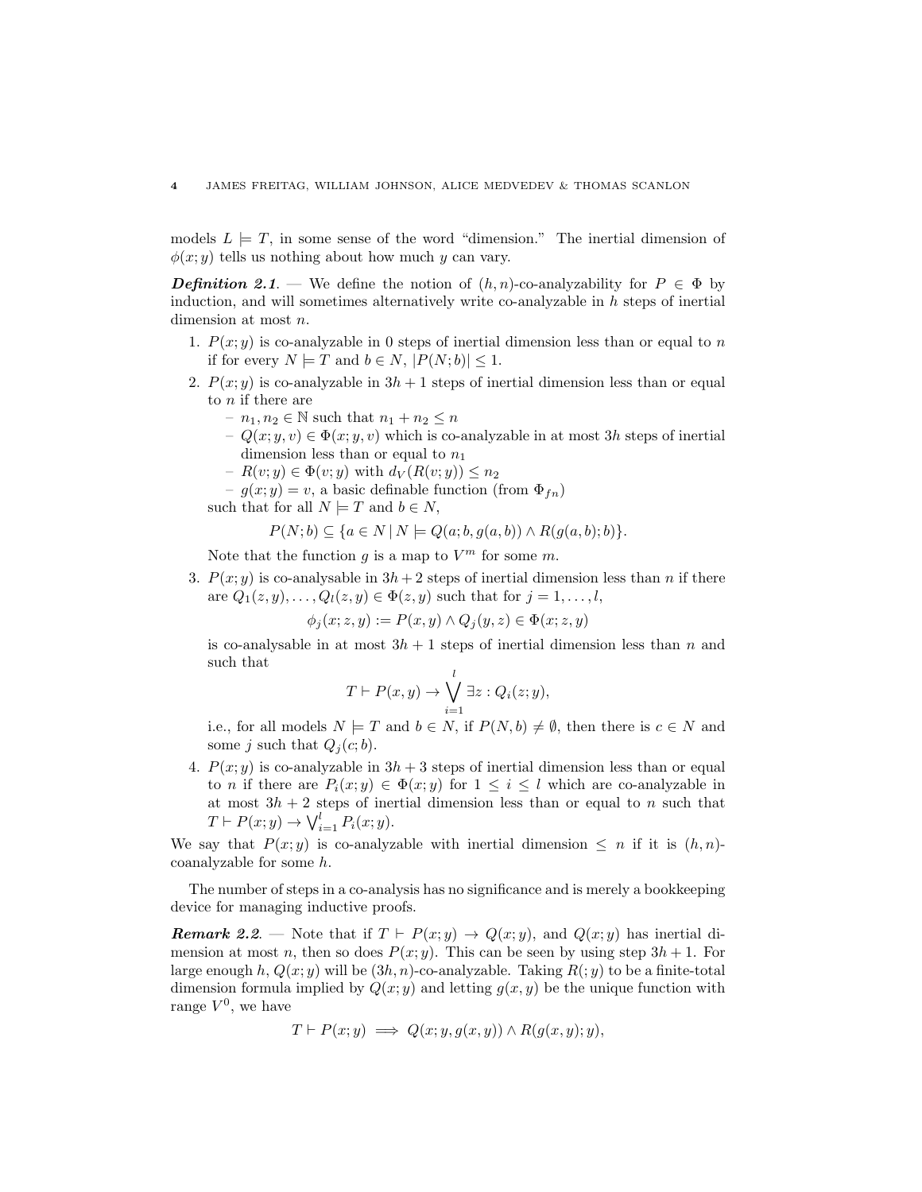models $L \models T$, in some sense of the word "dimension." The inertial dimension of $\phi(x; y)$ tells us nothing about how much $y$ can vary.

***Definition 2.1***. — We define the notion of $(h, n)$-co-analyzability for $P \in \Phi$ by induction, and will sometimes alternatively write co-analyzable in $h$ steps of inertial dimension at most $n$.

1. $P(x; y)$ is co-analyzable in 0 steps of inertial dimension less than or equal to $n$ if for every $N \models T$ and $b \in N$, $|P(N; b)| \leq 1$.
2. $P(x; y)$ is co-analyzable in $3h + 1$ steps of inertial dimension less than or equal to $n$ if there are
   - $n_1, n_2 \in \mathbb{N}$ such that $n_1 + n_2 \leq n$
   - $Q(x; y, v) \in \Phi(x; y, v)$ which is co-analyzable in at most $3h$ steps of inertial dimension less than or equal to $n_1$
   - $R(v; y) \in \Phi(v; y)$ with $d_V(R(v; y)) \leq n_2$
   - $g(x; y) = v$, a basic definable function (from $\Phi_{fn}$)

   such that for all $N \models T$ and $b \in N$,
   $$P(N; b) \subseteq \{a \in N \mid N \models Q(a; b, g(a, b)) \wedge R(g(a, b); b)\}.$$
   Note that the function $g$ is a map to $V^m$ for some $m$.
3. $P(x; y)$ is co-analysable in $3h + 2$ steps of inertial dimension less than $n$ if there are $Q_1(z, y), \ldots, Q_l(z, y) \in \Phi(z, y)$ such that for $j = 1, \ldots, l$,
   $$\phi_j(x; z, y) := P(x, y) \wedge Q_j(y, z) \in \Phi(x; z, y)$$
   is co-analysable in at most $3h + 1$ steps of inertial dimension less than $n$ and such that
   $$T \vdash P(x, y) \to \bigvee_{i=1}^{l} \exists z : Q_i(z; y),$$
   i.e., for all models $N \models T$ and $b \in N$, if $P(N, b) \neq \emptyset$, then there is $c \in N$ and some $j$ such that $Q_j(c; b)$.
4. $P(x; y)$ is co-analyzable in $3h + 3$ steps of inertial dimension less than or equal to $n$ if there are $P_i(x; y) \in \Phi(x; y)$ for $1 \leq i \leq l$ which are co-analyzable in at most $3h + 2$ steps of inertial dimension less than or equal to $n$ such that $T \vdash P(x; y) \to \bigvee_{i=1}^{l} P_i(x; y)$.

We say that $P(x; y)$ is co-analyzable with inertial dimension $\leq n$ if it is $(h, n)$-coanalyzable for some $h$.

The number of steps in a co-analysis has no significance and is merely a bookkeeping device for managing inductive proofs.

***Remark 2.2***. — Note that if $T \vdash P(x; y) \to Q(x; y)$, and $Q(x; y)$ has inertial dimension at most $n$, then so does $P(x; y)$. This can be seen by using step $3h + 1$. For large enough $h$, $Q(x; y)$ will be $(3h, n)$-co-analyzable. Taking $R(; y)$ to be a finite-total dimension formula implied by $Q(x; y)$ and letting $g(x, y)$ be the unique function with range $V^0$, we have

$$T \vdash P(x; y) \implies Q(x; y, g(x, y)) \wedge R(g(x, y); y),$$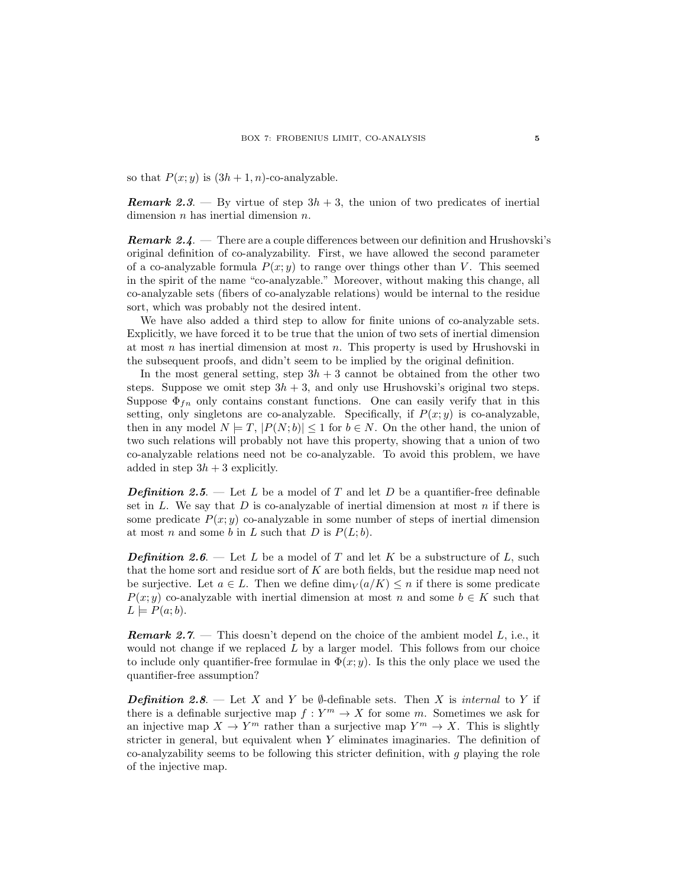so that $P(x; y)$ is $(3h+1, n)$-co-analyzable.

***Remark 2.3.*** — By virtue of step $3h+3$, the union of two predicates of inertial dimension $n$ has inertial dimension $n$.

***Remark 2.4.*** — There are a couple differences between our definition and Hrushovski's original definition of co-analyzability. First, we have allowed the second parameter of a co-analyzable formula $P(x; y)$ to range over things other than $V$. This seemed in the spirit of the name "co-analyzable." Moreover, without making this change, all co-analyzable sets (fibers of co-analyzable relations) would be internal to the residue sort, which was probably not the desired intent.

We have also added a third step to allow for finite unions of co-analyzable sets. Explicitly, we have forced it to be true that the union of two sets of inertial dimension at most $n$ has inertial dimension at most $n$. This property is used by Hrushovski in the subsequent proofs, and didn't seem to be implied by the original definition.

In the most general setting, step $3h+3$ cannot be obtained from the other two steps. Suppose we omit step $3h+3$, and only use Hrushovski's original two steps. Suppose $\Phi_{fn}$ only contains constant functions. One can easily verify that in this setting, only singletons are co-analyzable. Specifically, if $P(x; y)$ is co-analyzable, then in any model $N \models T$, $|P(N; b)| \leq 1$ for $b \in N$. On the other hand, the union of two such relations will probably not have this property, showing that a union of two co-analyzable relations need not be co-analyzable. To avoid this problem, we have added in step $3h+3$ explicitly.

***Definition 2.5.*** — Let $L$ be a model of $T$ and let $D$ be a quantifier-free definable set in $L$. We say that $D$ is co-analyzable of inertial dimension at most $n$ if there is some predicate $P(x; y)$ co-analyzable in some number of steps of inertial dimension at most $n$ and some $b$ in $L$ such that $D$ is $P(L; b)$.

***Definition 2.6.*** — Let $L$ be a model of $T$ and let $K$ be a substructure of $L$, such that the home sort and residue sort of $K$ are both fields, but the residue map need not be surjective. Let $a \in L$. Then we define $\dim_V(a/K) \leq n$ if there is some predicate $P(x; y)$ co-analyzable with inertial dimension at most $n$ and some $b \in K$ such that $L \models P(a; b)$.

***Remark 2.7.*** — This doesn't depend on the choice of the ambient model $L$, i.e., it would not change if we replaced $L$ by a larger model. This follows from our choice to include only quantifier-free formulae in $\Phi(x; y)$. Is this the only place we used the quantifier-free assumption?

***Definition 2.8.*** — Let $X$ and $Y$ be $\emptyset$-definable sets. Then $X$ is *internal* to $Y$ if there is a definable surjective map $f : Y^m \to X$ for some $m$. Sometimes we ask for an injective map $X \to Y^m$ rather than a surjective map $Y^m \to X$. This is slightly stricter in general, but equivalent when $Y$ eliminates imaginaries. The definition of co-analyzability seems to be following this stricter definition, with $g$ playing the role of the injective map.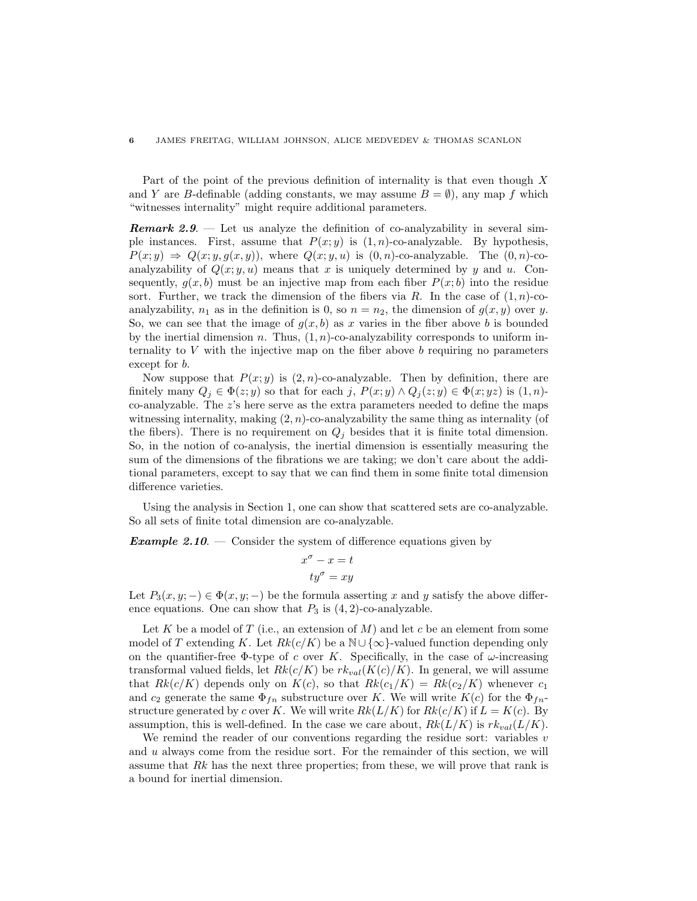Part of the point of the previous definition of internality is that even though $X$ and $Y$ are $B$-definable (adding constants, we may assume $B = \emptyset$), any map $f$ which "witnesses internality" might require additional parameters.

***Remark 2.9***. — Let us analyze the definition of co-analyzability in several simple instances. First, assume that $P(x; y)$ is $(1, n)$-co-analyzable. By hypothesis, $P(x; y) \Rightarrow Q(x; y, g(x, y))$, where $Q(x; y, u)$ is $(0, n)$-co-analyzable. The $(0, n)$-co-analyzability of $Q(x; y, u)$ means that $x$ is uniquely determined by $y$ and $u$. Consequently, $g(x, b)$ must be an injective map from each fiber $P(x; b)$ into the residue sort. Further, we track the dimension of the fibers via $R$. In the case of $(1, n)$-co-analyzability, $n_1$ as in the definition is 0, so $n = n_2$, the dimension of $g(x, y)$ over $y$. So, we can see that the image of $g(x, b)$ as $x$ varies in the fiber above $b$ is bounded by the inertial dimension $n$. Thus, $(1, n)$-co-analyzability corresponds to uniform internality to $V$ with the injective map on the fiber above $b$ requiring no parameters except for $b$.

Now suppose that $P(x; y)$ is $(2, n)$-co-analyzable. Then by definition, there are finitely many $Q_j \in \Phi(z; y)$ so that for each $j$, $P(x; y) \wedge Q_j(z; y) \in \Phi(x; yz)$ is $(1, n)$-co-analyzable. The $z$'s here serve as the extra parameters needed to define the maps witnessing internality, making $(2, n)$-co-analyzability the same thing as internality (of the fibers). There is no requirement on $Q_j$ besides that it is finite total dimension. So, in the notion of co-analysis, the inertial dimension is essentially measuring the sum of the dimensions of the fibrations we are taking; we don't care about the additional parameters, except to say that we can find them in some finite total dimension difference varieties.

Using the analysis in Section 1, one can show that scattered sets are co-analyzable. So all sets of finite total dimension are co-analyzable.

***Example 2.10***. — Consider the system of difference equations given by

$$x^{\sigma} - x = t$$
$$ty^{\sigma} = xy$$

Let $P_3(x, y; -) \in \Phi(x, y; -)$ be the formula asserting $x$ and $y$ satisfy the above difference equations. One can show that $P_3$ is $(4, 2)$-co-analyzable.

Let $K$ be a model of $T$ (i.e., an extension of $M$) and let $c$ be an element from some model of $T$ extending $K$. Let $Rk(c/K)$ be a $\mathbb{N} \cup \{\infty\}$-valued function depending only on the quantifier-free $\Phi$-type of $c$ over $K$. Specifically, in the case of $\omega$-increasing transformal valued fields, let $Rk(c/K)$ be $rk_{val}(K(c)/K)$. In general, we will assume that $Rk(c/K)$ depends only on $K(c)$, so that $Rk(c_1/K) = Rk(c_2/K)$ whenever $c_1$ and $c_2$ generate the same $\Phi_{fn}$ substructure over $K$. We will write $K(c)$ for the $\Phi_{fn}$-structure generated by $c$ over $K$. We will write $Rk(L/K)$ for $Rk(c/K)$ if $L = K(c)$. By assumption, this is well-defined. In the case we care about, $Rk(L/K)$ is $rk_{val}(L/K)$.

We remind the reader of our conventions regarding the residue sort: variables $v$ and $u$ always come from the residue sort. For the remainder of this section, we will assume that $Rk$ has the next three properties; from these, we will prove that rank is a bound for inertial dimension.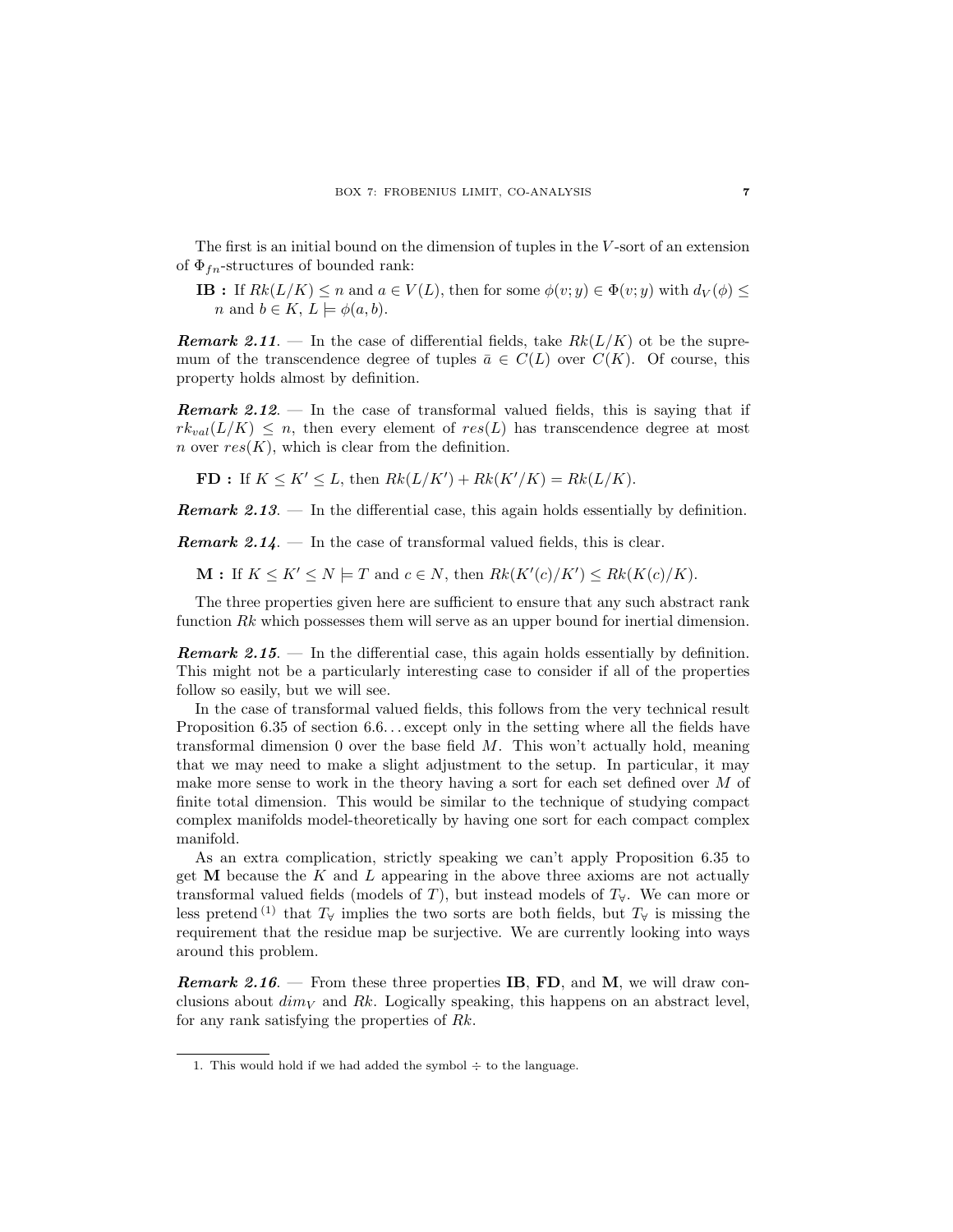The first is an initial bound on the dimension of tuples in the $V$-sort of an extension of $\Phi_{fn}$-structures of bounded rank:

> **IB :** If $Rk(L/K) \leq n$ and $a \in V(L)$, then for some $\phi(v; y) \in \Phi(v; y)$ with $d_V(\phi) \leq n$ and $b \in K$, $L \models \phi(a, b)$.

***Remark 2.11***. — In the case of differential fields, take $Rk(L/K)$ ot be the supremum of the transcendence degree of tuples $\bar{a} \in C(L)$ over $C(K)$. Of course, this property holds almost by definition.

***Remark 2.12***. — In the case of transformal valued fields, this is saying that if $rk_{val}(L/K) \leq n$, then every element of $res(L)$ has transcendence degree at most $n$ over $res(K)$, which is clear from the definition.

> **FD :** If $K \leq K' \leq L$, then $Rk(L/K') + Rk(K'/K) = Rk(L/K)$.

***Remark 2.13***. — In the differential case, this again holds essentially by definition.

***Remark 2.14***. — In the case of transformal valued fields, this is clear.

> **M :** If $K \leq K' \leq N \models T$ and $c \in N$, then $Rk(K'(c)/K') \leq Rk(K(c)/K)$.

The three properties given here are sufficient to ensure that any such abstract rank function $Rk$ which possesses them will serve as an upper bound for inertial dimension.

***Remark 2.15***. — In the differential case, this again holds essentially by definition. This might not be a particularly interesting case to consider if all of the properties follow so easily, but we will see.

In the case of transformal valued fields, this follows from the very technical result Proposition 6.35 of section 6.6…except only in the setting where all the fields have transformal dimension 0 over the base field $M$. This won't actually hold, meaning that we may need to make a slight adjustment to the setup. In particular, it may make more sense to work in the theory having a sort for each set defined over $M$ of finite total dimension. This would be similar to the technique of studying compact complex manifolds model-theoretically by having one sort for each compact complex manifold.

As an extra complication, strictly speaking we can't apply Proposition 6.35 to get **M** because the $K$ and $L$ appearing in the above three axioms are not actually transformal valued fields (models of $T$), but instead models of $T_\forall$. We can more or less pretend [(1)] that $T_\forall$ implies the two sorts are both fields, but $T_\forall$ is missing the requirement that the residue map be surjective. We are currently looking into ways around this problem.

***Remark 2.16***. — From these three properties **IB**, **FD**, and **M**, we will draw conclusions about $dim_V$ and $Rk$. Logically speaking, this happens on an abstract level, for any rank satisfying the properties of $Rk$.

---

1. This would hold if we had added the symbol $\div$ to the language.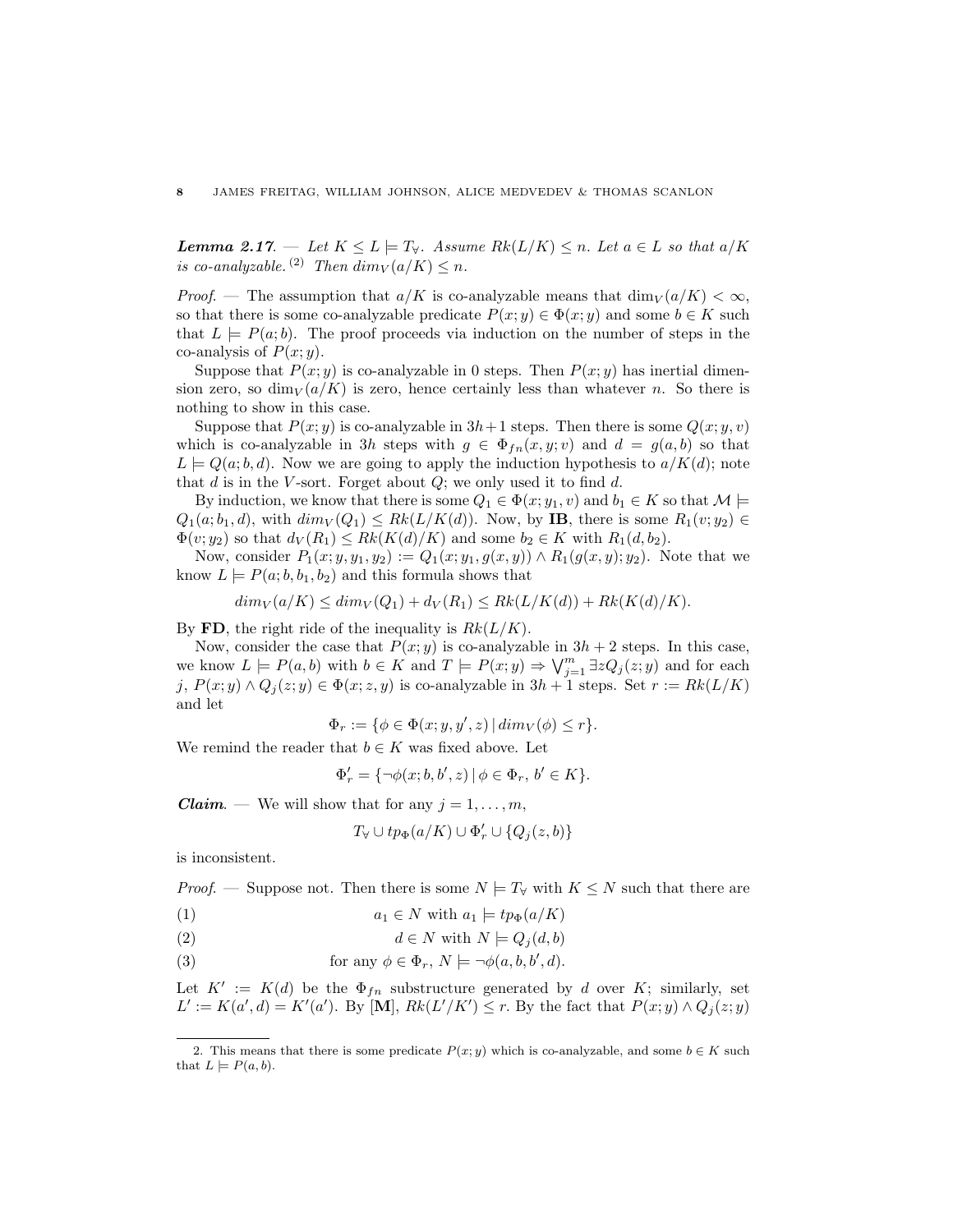***Lemma 2.17***. — *Let $K \leq L \models T_\forall$. Assume $Rk(L/K) \leq n$. Let $a \in L$ so that $a/K$ is co-analyzable.* [2] *Then $dim_V(a/K) \leq n$.*

*Proof*. — The assumption that $a/K$ is co-analyzable means that $\dim_V(a/K) < \infty$, so that there is some co-analyzable predicate $P(x;y) \in \Phi(x;y)$ and some $b \in K$ such that $L \models P(a;b)$. The proof proceeds via induction on the number of steps in the co-analysis of $P(x;y)$.

Suppose that $P(x;y)$ is co-analyzable in 0 steps. Then $P(x;y)$ has inertial dimension zero, so $\dim_V(a/K)$ is zero, hence certainly less than whatever $n$. So there is nothing to show in this case.

Suppose that $P(x;y)$ is co-analyzable in $3h+1$ steps. Then there is some $Q(x;y,v)$ which is co-analyzable in $3h$ steps with $g \in \Phi_{fn}(x,y;v)$ and $d = g(a,b)$ so that $L \models Q(a;b,d)$. Now we are going to apply the induction hypothesis to $a/K(d)$; note that $d$ is in the $V$-sort. Forget about $Q$; we only used it to find $d$.

By induction, we know that there is some $Q_1 \in \Phi(x;y_1,v)$ and $b_1 \in K$ so that $\mathcal{M} \models Q_1(a;b_1,d)$, with $dim_V(Q_1) \leq Rk(L/K(d))$. Now, by **IB**, there is some $R_1(v;y_2) \in \Phi(v;y_2)$ so that $d_V(R_1) \leq Rk(K(d)/K)$ and some $b_2 \in K$ with $R_1(d,b_2)$.

Now, consider $P_1(x;y,y_1,y_2) := Q_1(x;y_1,g(x,y)) \wedge R_1(g(x,y);y_2)$. Note that we know $L \models P(a;b,b_1,b_2)$ and this formula shows that

$$dim_V(a/K) \leq dim_V(Q_1) + d_V(R_1) \leq Rk(L/K(d)) + Rk(K(d)/K).$$

By **FD**, the right ride of the inequality is $Rk(L/K)$.

Now, consider the case that $P(x;y)$ is co-analyzable in $3h+2$ steps. In this case, we know $L \models P(a,b)$ with $b \in K$ and $T \models P(x;y) \Rightarrow \bigvee_{j=1}^{m} \exists z Q_j(z;y)$ and for each $j$, $P(x;y) \wedge Q_j(z;y) \in \Phi(x;z,y)$ is co-analyzable in $3h+1$ steps. Set $r := Rk(L/K)$ and let

$$\Phi_r := \{\phi \in \Phi(x;y,y',z) \mid dim_V(\phi) \leq r\}.$$

We remind the reader that $b \in K$ was fixed above. Let

$$\Phi'_r = \{\neg\phi(x;b,b',z) \mid \phi \in \Phi_r,\ b' \in K\}.$$

***Claim***. — We will show that for any $j = 1, \ldots, m$,

$$T_\forall \cup tp_\Phi(a/K) \cup \Phi'_r \cup \{Q_j(z,b)\}$$

is inconsistent.

*Proof*. — Suppose not. Then there is some $N \models T_\forall$ with $K \leq N$ such that there are

(1) $a_1 \in N$ with $a_1 \models tp_\Phi(a/K)$

(2) $d \in N$ with $N \models Q_j(d,b)$

(3) for any $\phi \in \Phi_r$, $N \models \neg\phi(a,b,b',d)$.

Let $K' := K(d)$ be the $\Phi_{fn}$ substructure generated by $d$ over $K$; similarly, set $L' := K(a',d) = K'(a')$. By [**M**], $Rk(L'/K') \leq r$. By the fact that $P(x;y) \wedge Q_j(z;y)$

---

2. This means that there is some predicate $P(x;y)$ which is co-analyzable, and some $b \in K$ such that $L \models P(a,b)$.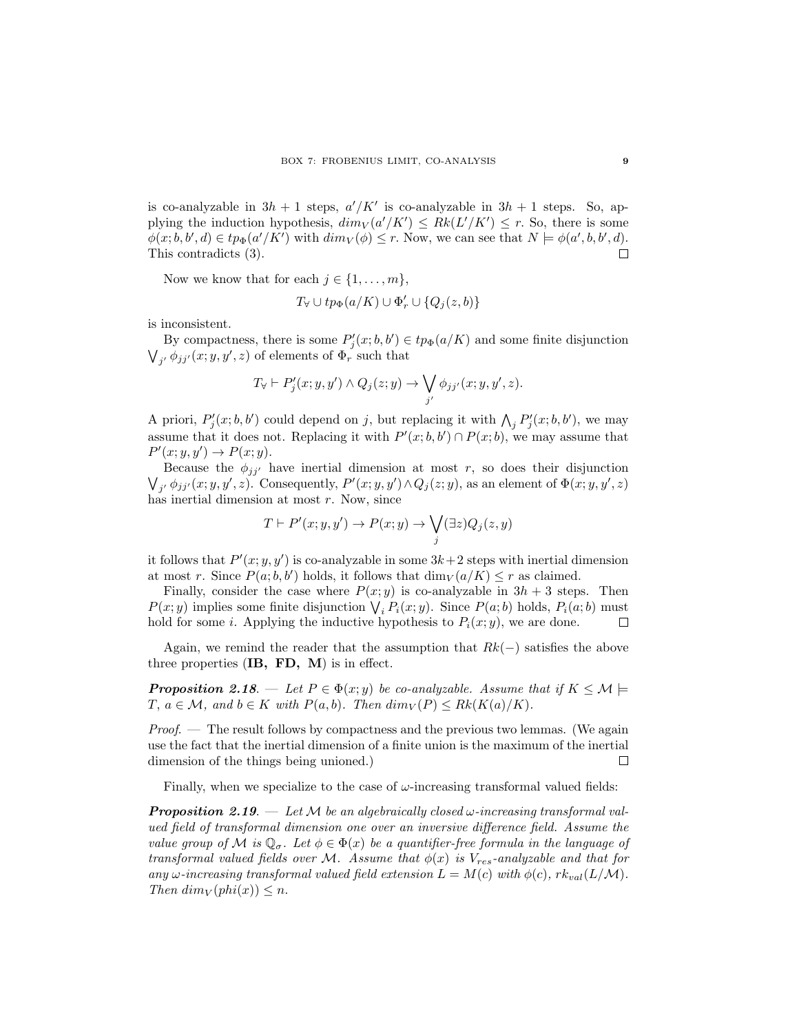is co-analyzable in $3h+1$ steps, $a'/K'$ is co-analyzable in $3h+1$ steps. So, applying the induction hypothesis, $dim_V(a'/K') \leq Rk(L'/K') \leq r$. So, there is some $\phi(x; b, b', d) \in tp_\Phi(a'/K')$ with $dim_V(\phi) \leq r$. Now, we can see that $N \models \phi(a', b, b', d)$. This contradicts (3). $\square$

Now we know that for each $j \in \{1, \ldots, m\}$,

$$T_\forall \cup tp_\Phi(a/K) \cup \Phi'_r \cup \{Q_j(z, b)\}$$

is inconsistent.

By compactness, there is some $P'_j(x; b, b') \in tp_\Phi(a/K)$ and some finite disjunction $\bigvee_{j'} \phi_{jj'}(x; y, y', z)$ of elements of $\Phi_r$ such that

$$T_\forall \vdash P'_j(x; y, y') \wedge Q_j(z; y) \rightarrow \bigvee_{j'} \phi_{jj'}(x; y, y', z).$$

A priori, $P'_j(x; b, b')$ could depend on $j$, but replacing it with $\bigwedge_j P'_j(x; b, b')$, we may assume that it does not. Replacing it with $P'(x; b, b') \cap P(x; b)$, we may assume that $P'(x; y, y') \rightarrow P(x; y)$.

Because the $\phi_{jj'}$ have inertial dimension at most $r$, so does their disjunction $\bigvee_{j'} \phi_{jj'}(x; y, y', z)$. Consequently, $P'(x; y, y') \wedge Q_j(z; y)$, as an element of $\Phi(x; y, y', z)$ has inertial dimension at most $r$. Now, since

$$T \vdash P'(x; y, y') \rightarrow P(x; y) \rightarrow \bigvee_j (\exists z) Q_j(z, y)$$

it follows that $P'(x; y, y')$ is co-analyzable in some $3k+2$ steps with inertial dimension at most $r$. Since $P(a; b, b')$ holds, it follows that $\dim_V(a/K) \leq r$ as claimed.

Finally, consider the case where $P(x; y)$ is co-analyzable in $3h+3$ steps. Then $P(x; y)$ implies some finite disjunction $\bigvee_i P_i(x; y)$. Since $P(a; b)$ holds, $P_i(a; b)$ must hold for some $i$. Applying the inductive hypothesis to $P_i(x; y)$, we are done. $\square$

Again, we remind the reader that the assumption that $Rk(-)$ satisfies the above three properties (**IB, FD, M**) is in effect.

***Proposition 2.18***. — *Let $P \in \Phi(x; y)$ be co-analyzable. Assume that if $K \leq \mathcal{M} \models T$, $a \in \mathcal{M}$, and $b \in K$ with $P(a, b)$. Then $dim_V(P) \leq Rk(K(a)/K)$.*

*Proof.* — The result follows by compactness and the previous two lemmas. (We again use the fact that the inertial dimension of a finite union is the maximum of the inertial dimension of the things being unioned.) $\square$

Finally, when we specialize to the case of $\omega$-increasing transformal valued fields:

***Proposition 2.19***. — *Let $\mathcal{M}$ be an algebraically closed $\omega$-increasing transformal valued field of transformal dimension one over an inversive difference field. Assume the value group of $\mathcal{M}$ is $\mathbb{Q}_\sigma$. Let $\phi \in \Phi(x)$ be a quantifier-free formula in the language of transformal valued fields over $\mathcal{M}$. Assume that $\phi(x)$ is $V_{res}$-analyzable and that for any $\omega$-increasing transformal valued field extension $L = M(c)$ with $\phi(c)$, $rk_{val}(L/\mathcal{M})$. Then $dim_V(phi(x)) \leq n$.*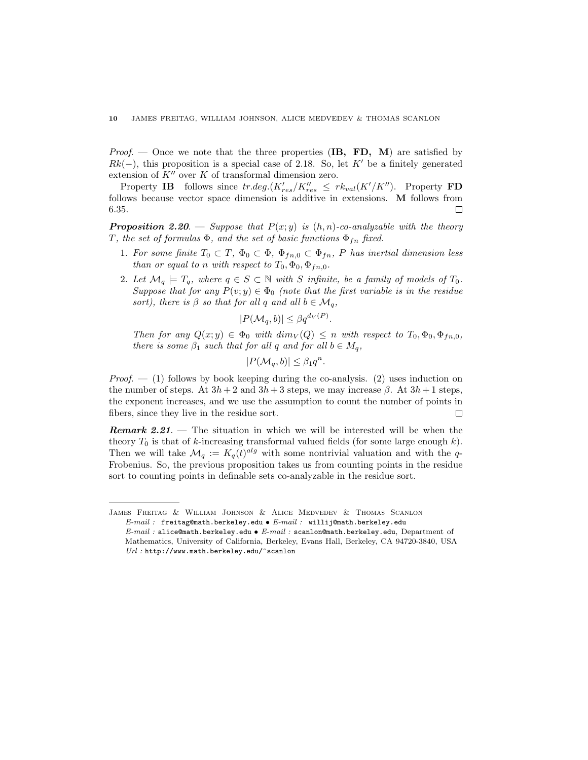*Proof*. — Once we note that the three properties (**IB, FD, M**) are satisfied by $Rk(-)$, this proposition is a special case of 2.18. So, let $K'$ be a finitely generated extension of $K''$ over $K$ of transformal dimension zero.

Property **IB** follows since $tr.deg.(K'_{res}/K''_{res} \leq rk_{val}(K'/K'')$. Property **FD** follows because vector space dimension is additive in extensions. **M** follows from 6.35. □

***Proposition 2.20***. — *Suppose that $P(x;y)$ is $(h,n)$-co-analyzable with the theory $T$, the set of formulas $\Phi$, and the set of basic functions $\Phi_{fn}$ fixed.*

1. *For some finite $T_0 \subset T$, $\Phi_0 \subset \Phi$, $\Phi_{fn,0} \subset \Phi_{fn}$, $P$ has inertial dimension less than or equal to $n$ with respect to $T_0, \Phi_0, \Phi_{fn,0}$.*
2. *Let $\mathcal{M}_q \models T_q$, where $q \in S \subset \mathbb{N}$ with $S$ infinite, be a family of models of $T_0$. Suppose that for any $P(v;y) \in \Phi_0$ (note that the first variable is in the residue sort), there is $\beta$ so that for all $q$ and all $b \in \mathcal{M}_q$,*

$$|P(\mathcal{M}_q, b)| \leq \beta q^{d_V(P)}.$$

*Then for any $Q(x;y) \in \Phi_0$ with $dim_V(Q) \leq n$ with respect to $T_0, \Phi_0, \Phi_{fn,0}$, there is some $\beta_1$ such that for all $q$ and for all $b \in M_q$,*

$$|P(\mathcal{M}_q, b)| \leq \beta_1 q^n.$$

*Proof*. — (1) follows by book keeping during the co-analysis. (2) uses induction on the number of steps. At $3h+2$ and $3h+3$ steps, we may increase $\beta$. At $3h+1$ steps, the exponent increases, and we use the assumption to count the number of points in fibers, since they live in the residue sort. □

***Remark 2.21***. — The situation in which we will be interested will be when the theory $T_0$ is that of $k$-increasing transformal valued fields (for some large enough $k$). Then we will take $\mathcal{M}_q := K_q(t)^{alg}$ with some nontrivial valuation and with the $q$-Frobenius. So, the previous proposition takes us from counting points in the residue sort to counting points in definable sets co-analyzable in the residue sort.

---

James Freitag & William Johnson & Alice Medvedev & Thomas Scanlon
*E-mail :* freitag@math.berkeley.edu • *E-mail :* willij@math.berkeley.edu
*E-mail :* alice@math.berkeley.edu • *E-mail :* scanlon@math.berkeley.edu, Department of Mathematics, University of California, Berkeley, Evans Hall, Berkeley, CA 94720-3840, USA
*Url :* http://www.math.berkeley.edu/~scanlon